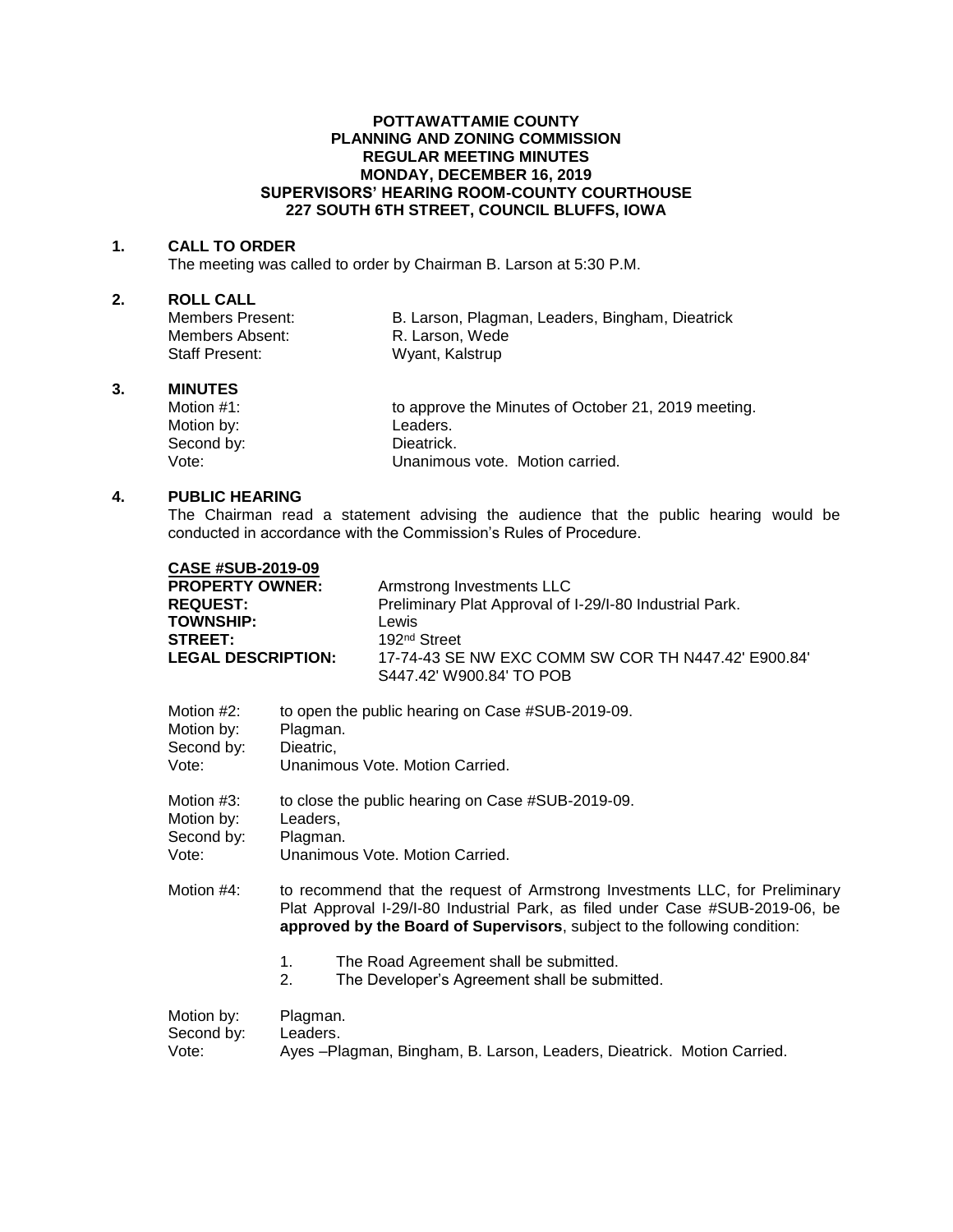**POTTAWATTAMIE COUNTY**
**PLANNING AND ZONING COMMISSION**
**REGULAR MEETING MINUTES**
**MONDAY, DECEMBER 16, 2019**
**SUPERVISORS' HEARING ROOM-COUNTY COURTHOUSE**
**227 SOUTH 6TH STREET, COUNCIL BLUFFS, IOWA**

**1. CALL TO ORDER**

The meeting was called to order by Chairman B. Larson at 5:30 P.M.

**2. ROLL CALL**

| | |
|---|---|
| Members Present: | B. Larson, Plagman, Leaders, Bingham, Dieatrick |
| Members Absent: | R. Larson, Wede |
| Staff Present: | Wyant, Kalstrup |

**3. MINUTES**

| | |
|---|---|
| Motion #1: | to approve the Minutes of October 21, 2019 meeting. |
| Motion by: | Leaders. |
| Second by: | Dieatrick. |
| Vote: | Unanimous vote. Motion carried. |

**4. PUBLIC HEARING**

The Chairman read a statement advising the audience that the public hearing would be conducted in accordance with the Commission's Rules of Procedure.

**CASE #SUB-2019-09**

| | |
|---|---|
| **PROPERTY OWNER:** | Armstrong Investments LLC |
| **REQUEST:** | Preliminary Plat Approval of I-29/I-80 Industrial Park. |
| **TOWNSHIP:** | Lewis |
| **STREET:** | 192nd Street |
| **LEGAL DESCRIPTION:** | 17-74-43 SE NW EXC COMM SW COR TH N447.42' E900.84' S447.42' W900.84' TO POB |

| | |
|---|---|
| Motion #2: | to open the public hearing on Case #SUB-2019-09. |
| Motion by: | Plagman. |
| Second by: | Dieatric, |
| Vote: | Unanimous Vote. Motion Carried. |

| | |
|---|---|
| Motion #3: | to close the public hearing on Case #SUB-2019-09. |
| Motion by: | Leaders, |
| Second by: | Plagman. |
| Vote: | Unanimous Vote. Motion Carried. |

Motion #4: to recommend that the request of Armstrong Investments LLC, for Preliminary Plat Approval I-29/I-80 Industrial Park, as filed under Case #SUB-2019-06, be **approved by the Board of Supervisors**, subject to the following condition:

1. The Road Agreement shall be submitted.
2. The Developer's Agreement shall be submitted.

| | |
|---|---|
| Motion by: | Plagman. |
| Second by: | Leaders. |
| Vote: | Ayes –Plagman, Bingham, B. Larson, Leaders, Dieatrick. Motion Carried. |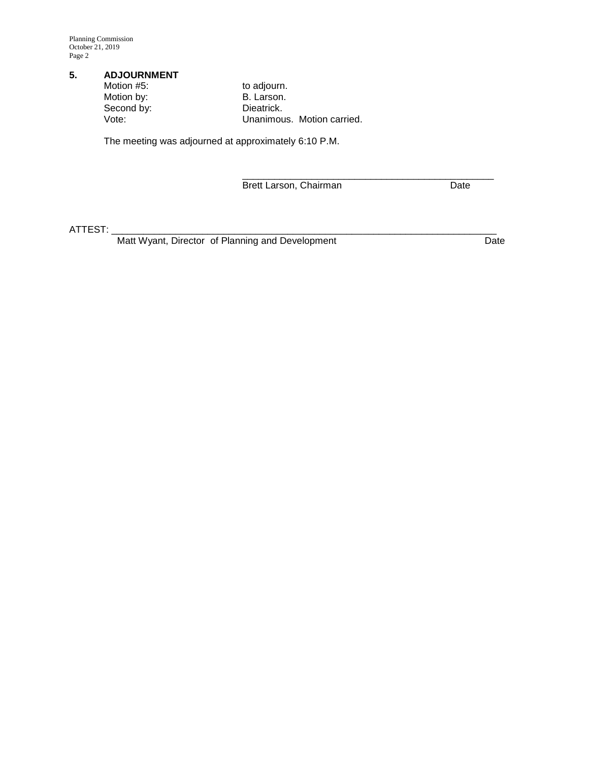## 5. ADJOURNMENT

| | |
|---|---|
| Motion #5: | to adjourn. |
| Motion by: | B. Larson. |
| Second by: | Dieatrick. |
| Vote: | Unanimous. Motion carried. |

The meeting was adjourned at approximately 6:10 P.M.

\_\_\_\_\_\_\_\_\_\_\_\_\_\_\_\_\_\_\_\_\_\_\_\_\_\_\_\_\_\_\_\_\_\_\_\_\_\_\_\_\_\_\_\_\_\_\_\_

Brett Larson, Chairman Date

ATTEST: \_\_\_\_\_\_\_\_\_\_\_\_\_\_\_\_\_\_\_\_\_\_\_\_\_\_\_\_\_\_\_\_\_\_\_\_\_\_\_\_\_\_\_\_\_\_\_\_\_\_\_\_\_\_\_\_\_\_\_\_\_\_\_\_\_\_\_\_\_\_

Matt Wyant, Director of Planning and Development Date